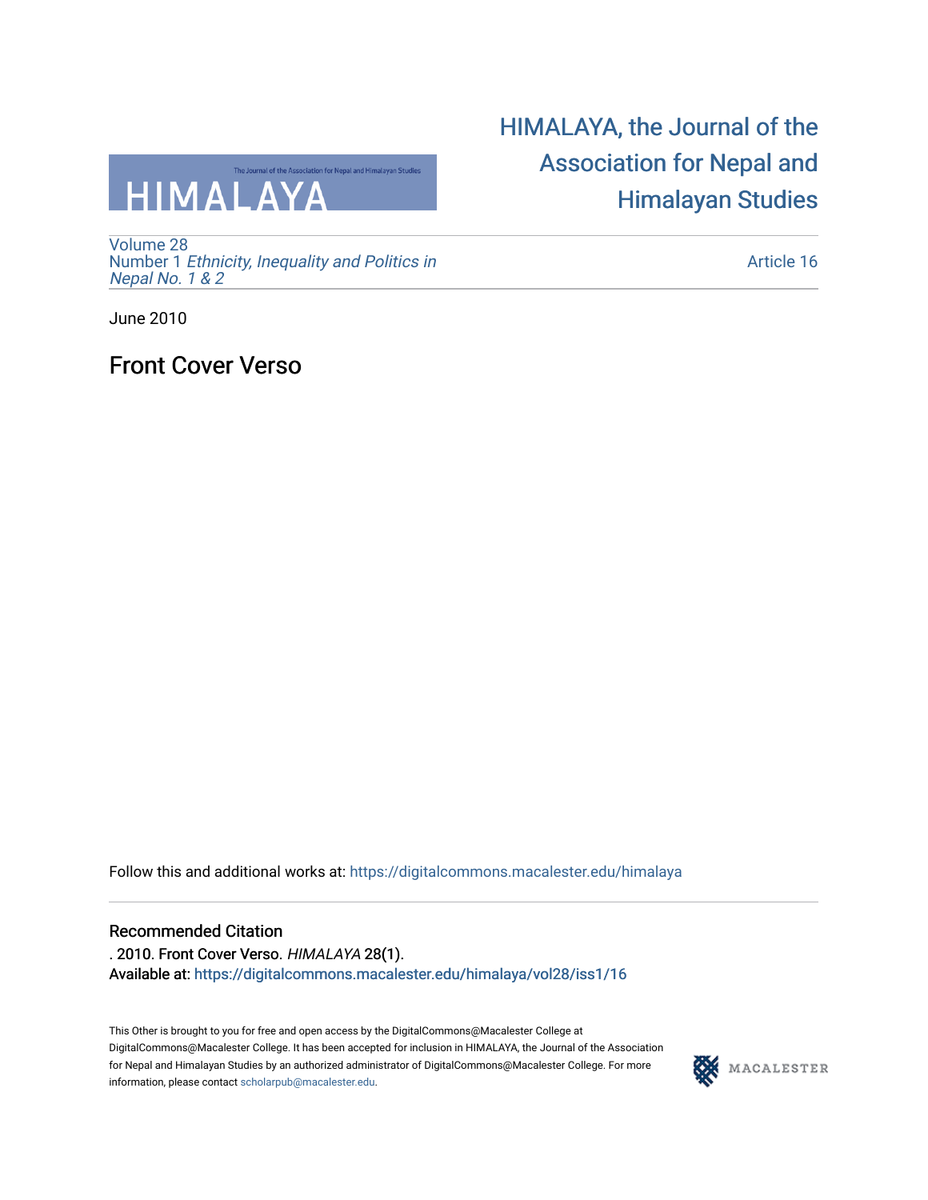# HIMALAYA, the Journal of the Association for Nepal and Himalayan Studies

Volume 28
Number 1 *Ethnicity, Inequality and Politics in Nepal No. 1 & 2*

Article 16

June 2010

## Front Cover Verso

Follow this and additional works at: https://digitalcommons.macalester.edu/himalaya

### Recommended Citation

. 2010. Front Cover Verso. *HIMALAYA* 28(1).
Available at: https://digitalcommons.macalester.edu/himalaya/vol28/iss1/16

This Other is brought to you for free and open access by the DigitalCommons@Macalester College at DigitalCommons@Macalester College. It has been accepted for inclusion in HIMALAYA, the Journal of the Association for Nepal and Himalayan Studies by an authorized administrator of DigitalCommons@Macalester College. For more information, please contact scholarpub@macalester.edu.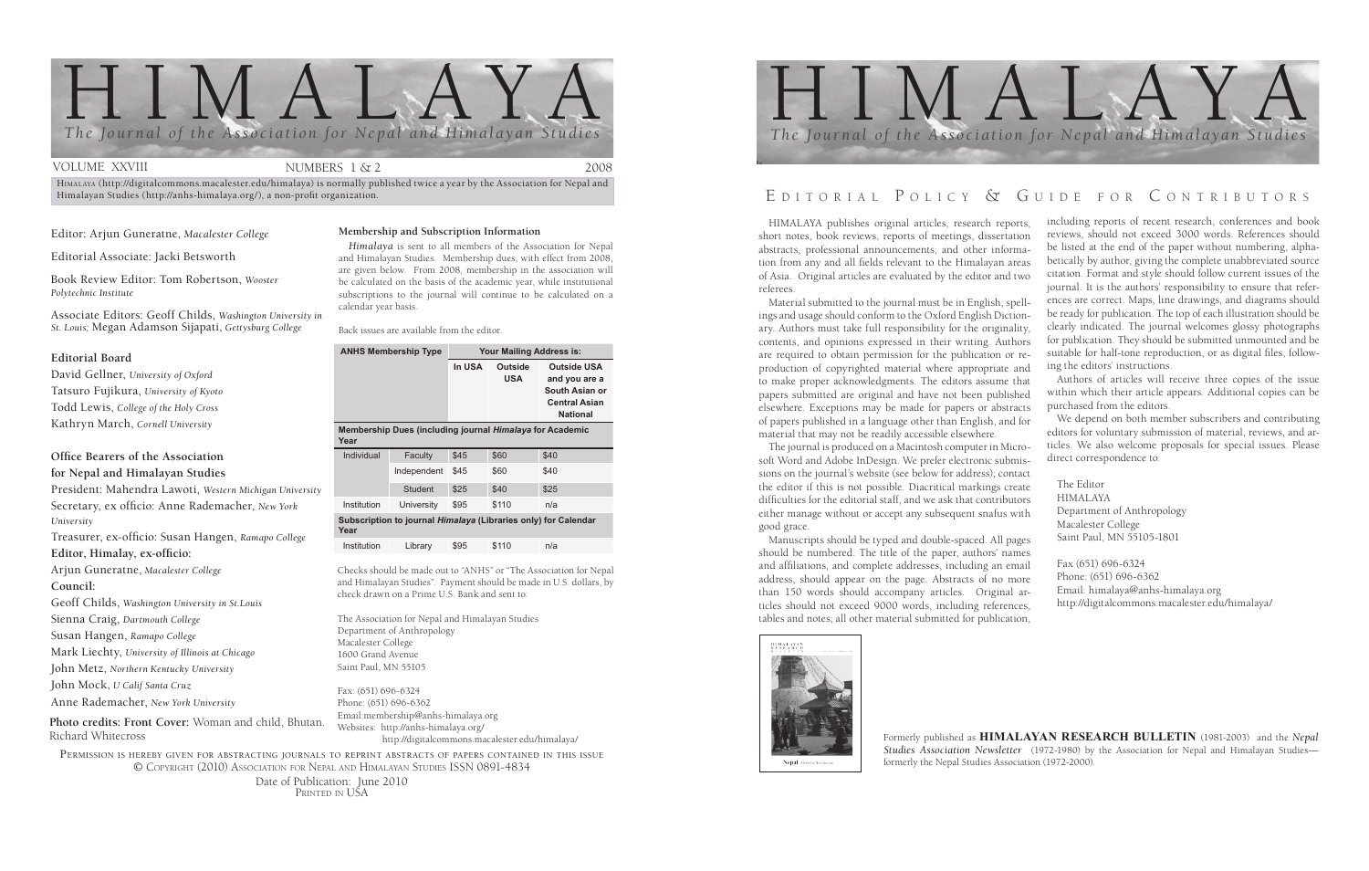# HIMALAYA

*The Journal of the Association for Nepal and Himalayan Studies*

VOLUME XXVIII NUMBERS 1 & 2 2008

HIMALAYA (http://digitalcommons.macalester.edu/himalaya) is normally published twice a year by the Association for Nepal and Himalayan Studies (http://anhs-himalaya.org/), a non-profit organization.

Editor: Arjun Guneratne, *Macalester College*

Editorial Associate: Jacki Betsworth

Book Review Editor: Tom Robertson, *Wooster Polytechnic Institute*

Associate Editors: Geoff Childs, *Washington University in St. Louis;* Megan Adamson Sijapati, *Gettysburg College*

### Editorial Board

David Gellner, *University of Oxford*
Tatsuro Fujikura, *University of Kyoto*
Todd Lewis, *College of the Holy Cross*
Kathryn March, *Cornell University*

### Office Bearers of the Association for Nepal and Himalayan Studies

President: Mahendra Lawoti, *Western Michigan University*
Secretary, ex officio: Anne Rademacher, *New York University*
Treasurer, ex-officio: Susan Hangen, *Ramapo College*

**Editor, Himalay, ex-officio:**

Arjun Guneratne, *Macalester College*

**Council:**

Geoff Childs, *Washington University in St.Louis*
Sienna Craig, *Dartmouth College*
Susan Hangen, *Ramapo College*
Mark Liechty, *University of Illinois at Chicago*
John Metz, *Northern Kentucky University*
John Mock, *U Calif Santa Cruz*
Anne Rademacher, *New York University*

**Photo credits: Front Cover:** Woman and child, Bhutan. Richard Whitecross

### Membership and Subscription Information

*Himalaya* is sent to all members of the Association for Nepal and Himalayan Studies. Membership dues, with effect from 2008, are given below. From 2008, membership in the association will be calculated on the basis of the academic year, while institutional subscriptions to the journal will continue to be calculated on a calendar year basis.

Back issues are available from the editor.

| ANHS Membership Type | | Your Mailing Address is: | | |
|---|---|---|---|---|
| | | In USA | Outside USA | Outside USA and you are a South Asian or Central Asian National |
| **Membership Dues (including journal *Himalaya* for Academic Year** | | | | |
| Individual | Faculty | $45 | $60 | $40 |
| | Independent | $45 | $60 | $40 |
| | Student | $25 | $40 | $25 |
| Institution | University | $95 | $110 | n/a |
| **Subscription to journal *Himalaya* (Libraries only) for Calendar Year** | | | | |
| Institution | Library | $95 | $110 | n/a |

Checks should be made out to "ANHS" or "The Association for Nepal and Himalayan Studies". Payment should be made in U.S. dollars, by check drawn on a Prime U.S. Bank and sent to:

The Association for Nepal and Himalayan Studies
Department of Anthropology
Macalester College
1600 Grand Avenue
Saint Paul, MN 55105

Fax: (651) 696-6324
Phone: (651) 696-6362
Email:membership@anhs-himalaya.org
Websites: http://anhs-himalaya.org/
http://digitalcommons.macalester.edu/himalaya/

PERMISSION IS HEREBY GIVEN FOR ABSTRACTING JOURNALS TO REPRINT ABSTRACTS OF PAPERS CONTAINED IN THIS ISSUE
© COPYRIGHT (2010) ASSOCIATION FOR NEPAL AND HIMALAYAN STUDIES ISSN 0891-4834
Date of Publication: June 2010
PRINTED IN USA

# HIMALAYA

*The Journal of the Association for Nepal and Himalayan Studies*

## EDITORIAL POLICY & GUIDE FOR CONTRIBUTORS

HIMALAYA publishes original articles, research reports, short notes, book reviews, reports of meetings, dissertation abstracts, professional announcements, and other information from any and all fields relevant to the Himalayan areas of Asia. Original articles are evaluated by the editor and two referees.

Material submitted to the journal must be in English; spellings and usage should conform to the Oxford English Dictionary. Authors must take full responsibility for the originality, contents, and opinions expressed in their writing. Authors are required to obtain permission for the publication or reproduction of copyrighted material where appropriate and to make proper acknowledgments. The editors assume that papers submitted are original and have not been published elsewhere. Exceptions may be made for papers or abstracts of papers published in a language other than English, and for material that may not be readily accessible elsewhere.

The journal is produced on a Macintosh computer in Microsoft Word and Adobe InDesign. We prefer electronic submissions on the journal's website (see below for address); contact the editor if this is not possible. Diacritical markings create difficulties for the editorial staff, and we ask that contributors either manage without or accept any subsequent snafus with good grace.

Manuscripts should be typed and double-spaced. All pages should be numbered. The title of the paper, authors' names and affiliations, and complete addresses, including an email address, should appear on the page. Abstracts of no more than 150 words should accompany articles. Original articles should not exceed 9000 words, including references, tables and notes; all other material submitted for publication, including reports of recent research, conferences and book reviews, should not exceed 3000 words. References should be listed at the end of the paper without numbering, alphabetically by author, giving the complete unabbreviated source citation. Format and style should follow current issues of the journal. It is the authors' responsibility to ensure that references are correct. Maps, line drawings, and diagrams should be ready for publication. The top of each illustration should be clearly indicated. The journal welcomes glossy photographs for publication. They should be submitted unmounted and be suitable for half-tone reproduction, or as digital files, following the editors' instructions.

Authors of articles will receive three copies of the issue within which their article appears. Additional copies can be purchased from the editors.

We depend on both member subscribers and contributing editors for voluntary submission of material, reviews, and articles. We also welcome proposals for special issues. Please direct correspondence to:

The Editor
HIMALAYA
Department of Anthropology
Macalester College
Saint Paul, MN 55105-1801

Fax (651) 696-6324
Phone: (651) 696-6362
Email: himalaya@anhs-himalaya.org
http://digitalcommons.macalester.edu/himalaya/

Formerly published as **HIMALAYAN RESEARCH BULLETIN** (1981-2003) and the ***Nepal Studies Association Newsletter*** (1972-1980) by the Association for Nepal and Himalayan Studies—formerly the Nepal Studies Association (1972-2000).